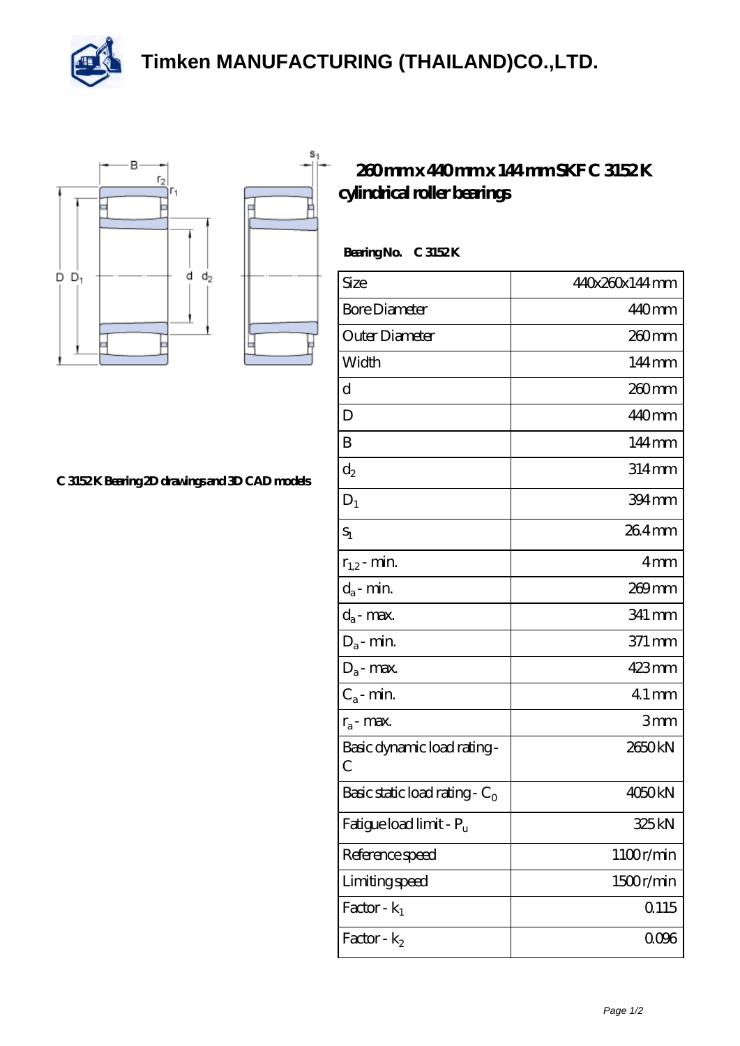# Timken MANUFACTURING (THAILAND)CO.,LTD.

## 260 mm x 440 mm x 144 mm SKF C 3152 K cylindrical roller bearings

C 3152 K Bearing 2D drawings and 3D CAD models

**Bearing No.** C 3152 K

| | |
|---|---|
| Size | 440x260x144 mm |
| Bore Diameter | 440 mm |
| Outer Diameter | 260 mm |
| Width | 144 mm |
| d | 260 mm |
| D | 440 mm |
| B | 144 mm |
| $d_2$ | 314 mm |
| $D_1$ | 394 mm |
| $s_1$ | 26.4 mm |
| $r_{1,2}$ - min. | 4 mm |
| $d_a$ - min. | 269 mm |
| $d_a$ - max. | 341 mm |
| $D_a$ - min. | 371 mm |
| $D_a$ - max. | 423 mm |
| $C_a$ - min. | 4.1 mm |
| $r_a$ - max. | 3 mm |
| Basic dynamic load rating - C | 2650 kN |
| Basic static load rating - $C_0$ | 4050 kN |
| Fatigue load limit - $P_u$ | 325 kN |
| Reference speed | 1100 r/min |
| Limiting speed | 1500 r/min |
| Factor - $k_1$ | 0.115 |
| Factor - $k_2$ | 0.096 |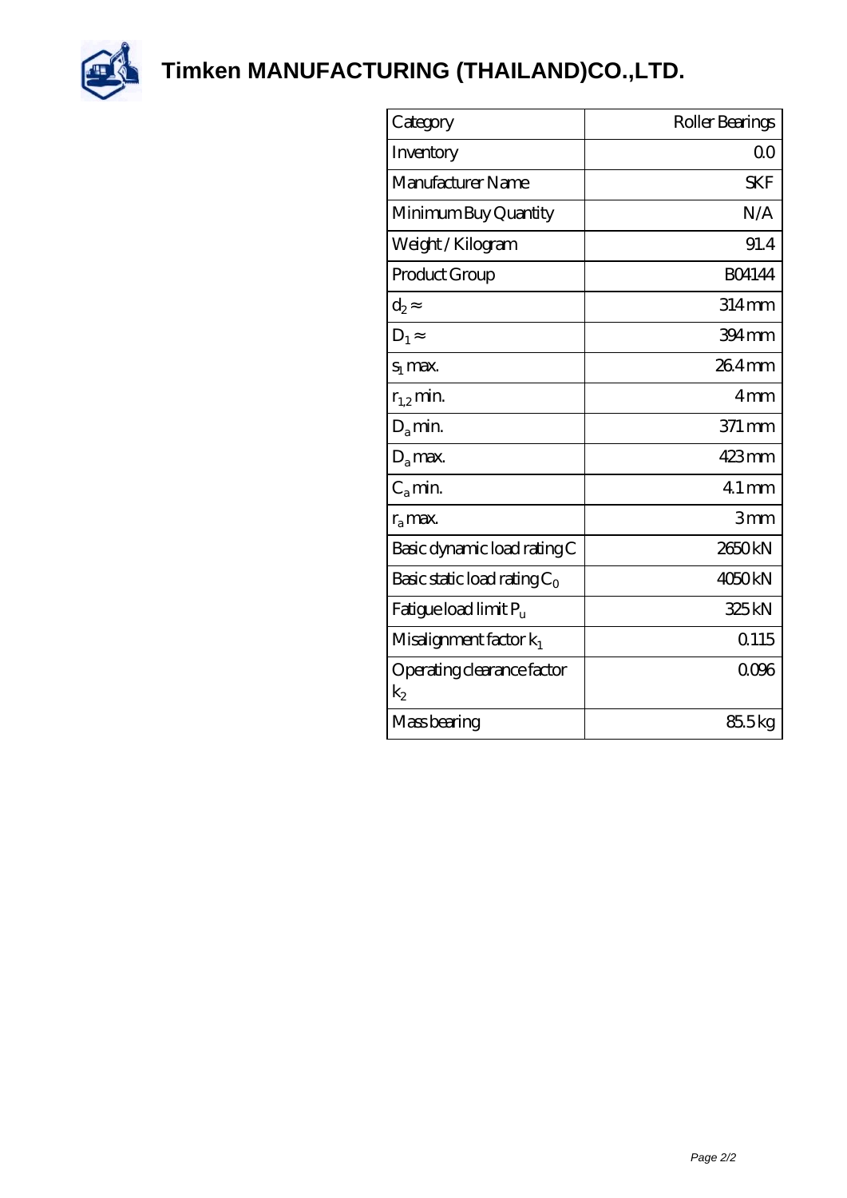# Timken MANUFACTURING (THAILAND)CO.,LTD.

| | |
|---|---|
| Category | Roller Bearings |
| Inventory | 0.0 |
| Manufacturer Name | SKF |
| Minimum Buy Quantity | N/A |
| Weight / Kilogram | 91.4 |
| Product Group | B04144 |
| $d_2 \approx$ | 314 mm |
| $D_1 \approx$ | 394 mm |
| $s_1$ max. | 26.4 mm |
| $r_{1,2}$ min. | 4 mm |
| $D_a$ min. | 371 mm |
| $D_a$ max. | 423 mm |
| $C_a$ min. | 4.1 mm |
| $r_a$ max. | 3 mm |
| Basic dynamic load rating C | 2650 kN |
| Basic static load rating $C_0$ | 4050 kN |
| Fatigue load limit $P_u$ | 325 kN |
| Misalignment factor $k_1$ | 0.115 |
| Operating clearance factor $k_2$ | 0.096 |
| Mass bearing | 85.5 kg |